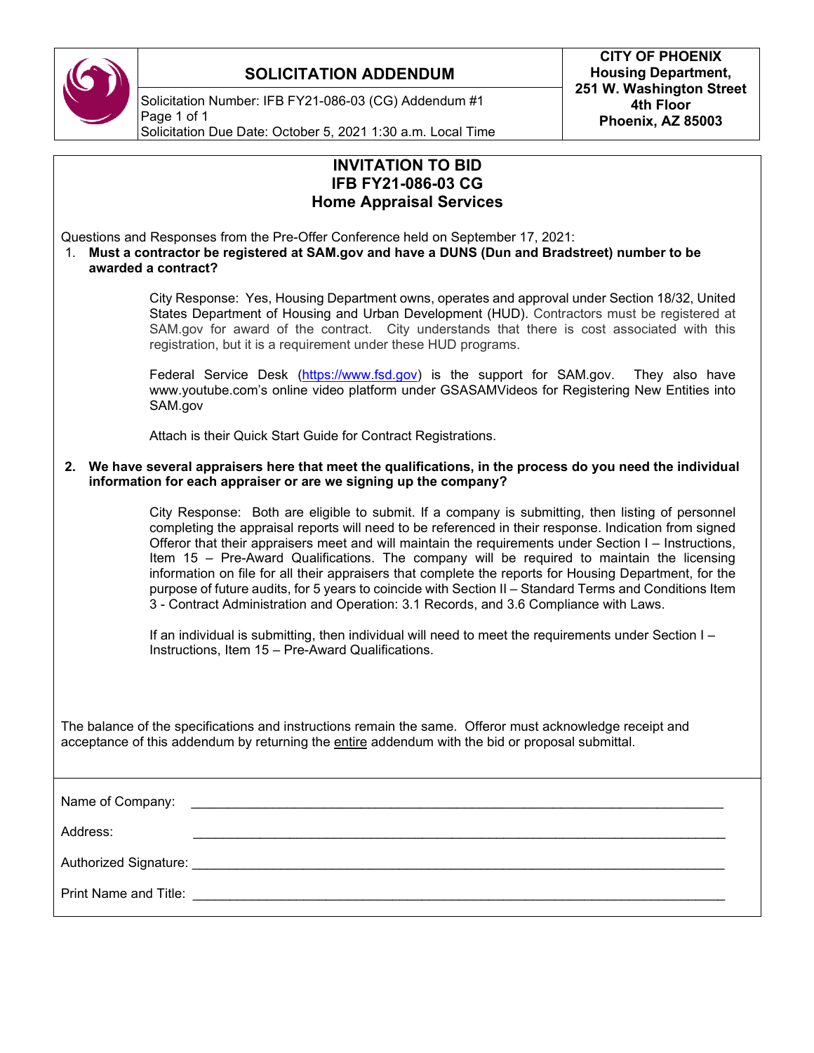# SOLICITATION ADDENDUM

Solicitation Number: IFB FY21-086-03 (CG) Addendum #1
Page 1 of 1
Solicitation Due Date: October 5, 2021 1:30 a.m. Local Time

**CITY OF PHOENIX**
**Housing Department,**
**251 W. Washington Street**
**4th Floor**
**Phoenix, AZ 85003**

## INVITATION TO BID
## IFB FY21-086-03 CG
## Home Appraisal Services

Questions and Responses from the Pre-Offer Conference held on September 17, 2021:

1. **Must a contractor be registered at SAM.gov and have a DUNS (Dun and Bradstreet) number to be awarded a contract?**

   City Response: Yes, Housing Department owns, operates and approval under Section 18/32, United States Department of Housing and Urban Development (HUD). Contractors must be registered at SAM.gov for award of the contract. City understands that there is cost associated with this registration, but it is a requirement under these HUD programs.

   Federal Service Desk (https://www.fsd.gov) is the support for SAM.gov. They also have www.youtube.com's online video platform under GSASAMVideos for Registering New Entities into SAM.gov

   Attach is their Quick Start Guide for Contract Registrations.

2. **We have several appraisers here that meet the qualifications, in the process do you need the individual information for each appraiser or are we signing up the company?**

   City Response: Both are eligible to submit. If a company is submitting, then listing of personnel completing the appraisal reports will need to be referenced in their response. Indication from signed Offeror that their appraisers meet and will maintain the requirements under Section I – Instructions, Item 15 – Pre-Award Qualifications. The company will be required to maintain the licensing information on file for all their appraisers that complete the reports for Housing Department, for the purpose of future audits, for 5 years to coincide with Section II – Standard Terms and Conditions Item 3 - Contract Administration and Operation: 3.1 Records, and 3.6 Compliance with Laws.

   If an individual is submitting, then individual will need to meet the requirements under Section I – Instructions, Item 15 – Pre-Award Qualifications.

The balance of the specifications and instructions remain the same. Offeror must acknowledge receipt and acceptance of this addendum by returning the entire addendum with the bid or proposal submittal.

Name of Company: ______________________________

Address: ______________________________

Authorized Signature: ______________________________

Print Name and Title: ______________________________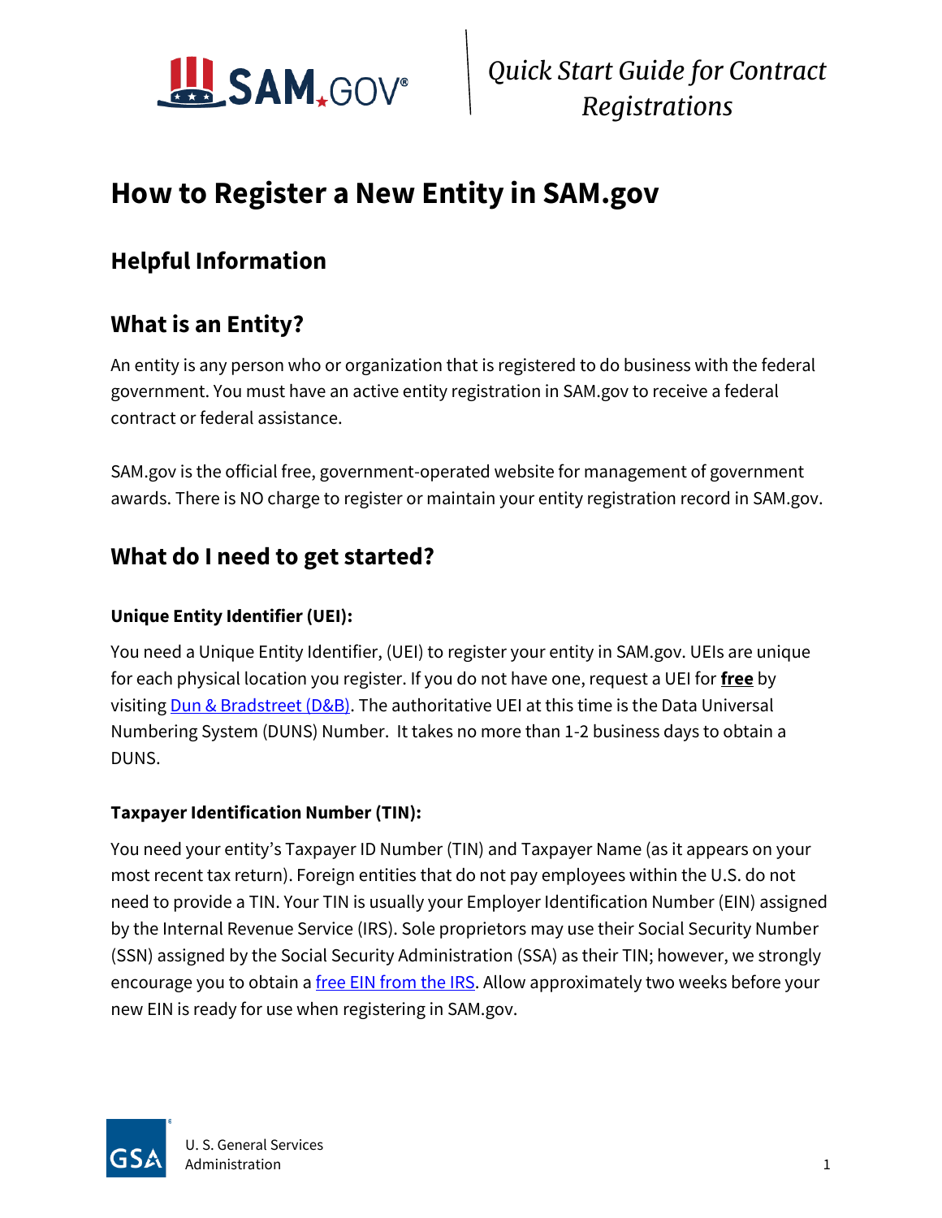# How to Register a New Entity in SAM.gov

## Helpful Information

## What is an Entity?

An entity is any person who or organization that is registered to do business with the federal government. You must have an active entity registration in SAM.gov to receive a federal contract or federal assistance.

SAM.gov is the official free, government-operated website for management of government awards. There is NO charge to register or maintain your entity registration record in SAM.gov.

## What do I need to get started?

### Unique Entity Identifier (UEI):

You need a Unique Entity Identifier, (UEI) to register your entity in SAM.gov. UEIs are unique for each physical location you register. If you do not have one, request a UEI for **free** by visiting Dun & Bradstreet (D&B). The authoritative UEI at this time is the Data Universal Numbering System (DUNS) Number. It takes no more than 1-2 business days to obtain a DUNS.

### Taxpayer Identification Number (TIN):

You need your entity's Taxpayer ID Number (TIN) and Taxpayer Name (as it appears on your most recent tax return). Foreign entities that do not pay employees within the U.S. do not need to provide a TIN. Your TIN is usually your Employer Identification Number (EIN) assigned by the Internal Revenue Service (IRS). Sole proprietors may use their Social Security Number (SSN) assigned by the Social Security Administration (SSA) as their TIN; however, we strongly encourage you to obtain a free EIN from the IRS. Allow approximately two weeks before your new EIN is ready for use when registering in SAM.gov.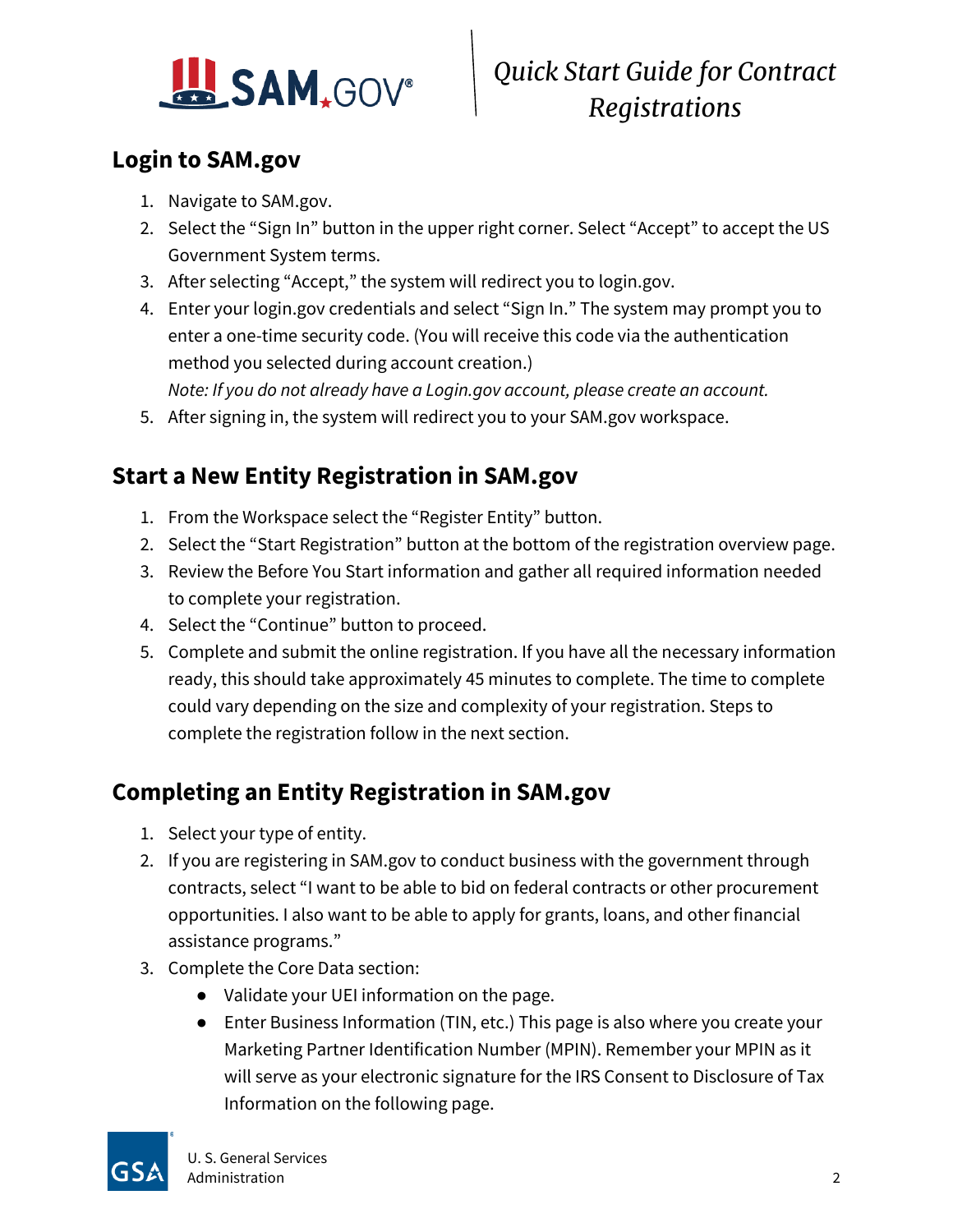## Login to SAM.gov

1. Navigate to SAM.gov.
2. Select the "Sign In" button in the upper right corner. Select "Accept" to accept the US Government System terms.
3. After selecting "Accept," the system will redirect you to login.gov.
4. Enter your login.gov credentials and select "Sign In." The system may prompt you to enter a one-time security code. (You will receive this code via the authentication method you selected during account creation.)
   *Note: If you do not already have a Login.gov account, please create an account.*
5. After signing in, the system will redirect you to your SAM.gov workspace.

## Start a New Entity Registration in SAM.gov

1. From the Workspace select the "Register Entity" button.
2. Select the "Start Registration" button at the bottom of the registration overview page.
3. Review the Before You Start information and gather all required information needed to complete your registration.
4. Select the "Continue" button to proceed.
5. Complete and submit the online registration. If you have all the necessary information ready, this should take approximately 45 minutes to complete. The time to complete could vary depending on the size and complexity of your registration. Steps to complete the registration follow in the next section.

## Completing an Entity Registration in SAM.gov

1. Select your type of entity.
2. If you are registering in SAM.gov to conduct business with the government through contracts, select "I want to be able to bid on federal contracts or other procurement opportunities. I also want to be able to apply for grants, loans, and other financial assistance programs."
3. Complete the Core Data section:
   - Validate your UEI information on the page.
   - Enter Business Information (TIN, etc.) This page is also where you create your Marketing Partner Identification Number (MPIN). Remember your MPIN as it will serve as your electronic signature for the IRS Consent to Disclosure of Tax Information on the following page.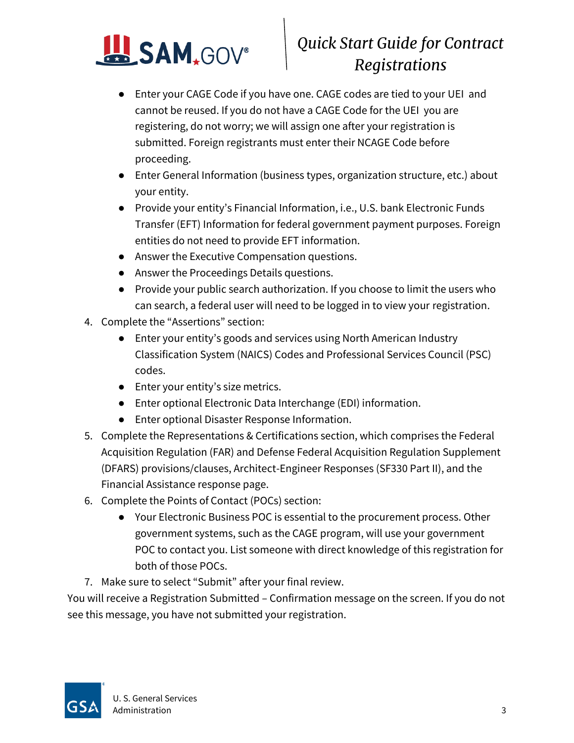- Enter your CAGE Code if you have one. CAGE codes are tied to your UEI and cannot be reused. If you do not have a CAGE Code for the UEI you are registering, do not worry; we will assign one after your registration is submitted. Foreign registrants must enter their NCAGE Code before proceeding.
- Enter General Information (business types, organization structure, etc.) about your entity.
- Provide your entity's Financial Information, i.e., U.S. bank Electronic Funds Transfer (EFT) Information for federal government payment purposes. Foreign entities do not need to provide EFT information.
- Answer the Executive Compensation questions.
- Answer the Proceedings Details questions.
- Provide your public search authorization. If you choose to limit the users who can search, a federal user will need to be logged in to view your registration.

4. Complete the "Assertions" section:
   - Enter your entity's goods and services using North American Industry Classification System (NAICS) Codes and Professional Services Council (PSC) codes.
   - Enter your entity's size metrics.
   - Enter optional Electronic Data Interchange (EDI) information.
   - Enter optional Disaster Response Information.
5. Complete the Representations & Certifications section, which comprises the Federal Acquisition Regulation (FAR) and Defense Federal Acquisition Regulation Supplement (DFARS) provisions/clauses, Architect-Engineer Responses (SF330 Part II), and the Financial Assistance response page.
6. Complete the Points of Contact (POCs) section:
   - Your Electronic Business POC is essential to the procurement process. Other government systems, such as the CAGE program, will use your government POC to contact you. List someone with direct knowledge of this registration for both of those POCs.
7. Make sure to select "Submit" after your final review.

You will receive a Registration Submitted – Confirmation message on the screen. If you do not see this message, you have not submitted your registration.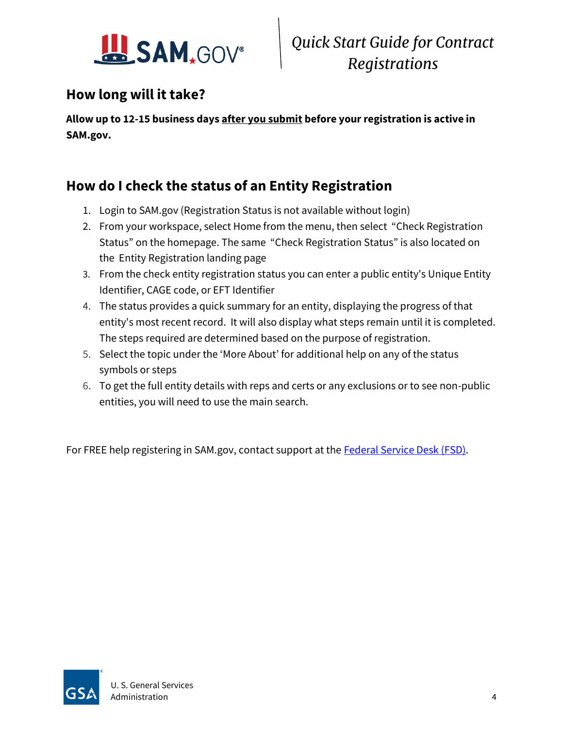## How long will it take?

**Allow up to 12-15 business days after you submit before your registration is active in SAM.gov.**

## How do I check the status of an Entity Registration

1. Login to SAM.gov (Registration Status is not available without login)
2. From your workspace, select Home from the menu, then select "Check Registration Status" on the homepage. The same "Check Registration Status" is also located on the Entity Registration landing page
3. From the check entity registration status you can enter a public entity's Unique Entity Identifier, CAGE code, or EFT Identifier
4. The status provides a quick summary for an entity, displaying the progress of that entity's most recent record. It will also display what steps remain until it is completed. The steps required are determined based on the purpose of registration.
5. Select the topic under the 'More About' for additional help on any of the status symbols or steps
6. To get the full entity details with reps and certs or any exclusions or to see non-public entities, you will need to use the main search.

For FREE help registering in SAM.gov, contact support at the Federal Service Desk (FSD).